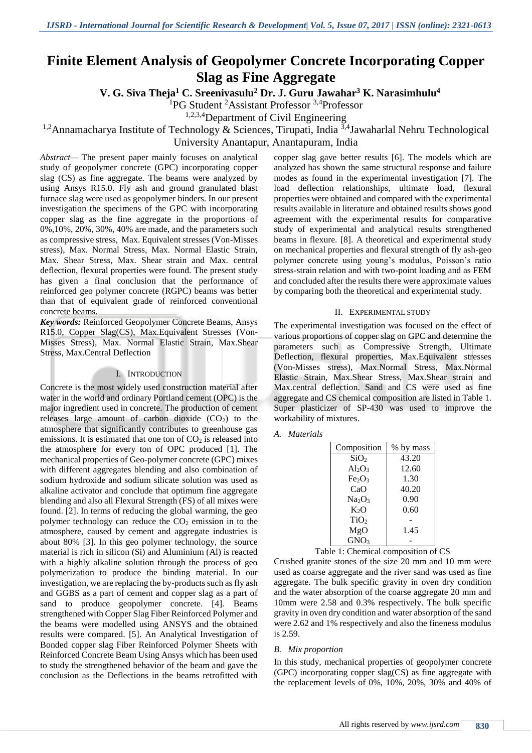# Finite Element Analysis of Geopolymer Concrete Incorporating Copper Slag as Fine Aggregate

**V. G. Siva Theja[1] C. Sreenivasulu[2] Dr. J. Guru Jawahar[3] K. Narasimhulu[4]**

[1]PG Student [2]Assistant Professor [3,4]Professor

[1,2,3,4]Department of Civil Engineering

[1,2]Annamacharya Institute of Technology & Sciences, Tirupati, India [3,4]Jawaharlal Nehru Technological University Anantapur, Anantapuram, India

*Abstract*— The present paper mainly focuses on analytical study of geopolymer concrete (GPC) incorporating copper slag (CS) as fine aggregate. The beams were analyzed by using Ansys R15.0. Fly ash and ground granulated blast furnace slag were used as geopolymer binders. In our present investigation the specimens of the GPC with incorporating copper slag as the fine aggregate in the proportions of 0%,10%, 20%, 30%, 40% are made, and the parameters such as compressive stress, Max. Equivalent stresses (Von-Misses stress), Max. Normal Stress, Max. Normal Elastic Strain, Max. Shear Stress, Max. Shear strain and Max. central deflection, flexural properties were found. The present study has given a final conclusion that the performance of reinforced geo polymer concrete (RGPC) beams was better than that of equivalent grade of reinforced conventional concrete beams.

***Key words:*** Reinforced Geopolymer Concrete Beams, Ansys R15.0, Copper Slag(CS), Max.Equivalent Stresses (Von-Misses Stress), Max. Normal Elastic Strain, Max.Shear Stress, Max.Central Deflection

## I. Introduction

Concrete is the most widely used construction material after water in the world and ordinary Portland cement (OPC) is the major ingredient used in concrete. The production of cement releases large amount of carbon dioxide ($CO_2$) to the atmosphere that significantly contributes to greenhouse gas emissions. It is estimated that one ton of $CO_2$ is released into the atmosphere for every ton of OPC produced [1]. The mechanical properties of Geo-polymer concrete (GPC) mixes with different aggregates blending and also combination of sodium hydroxide and sodium silicate solution was used as alkaline activator and conclude that optimum fine aggregate blending and also all Flexural Strength (FS) of all mixes were found. [2]. In terms of reducing the global warming, the geo polymer technology can reduce the $CO_2$ emission in to the atmosphere, caused by cement and aggregate industries is about 80% [3]. In this geo polymer technology, the source material is rich in silicon (Si) and Aluminium (Al) is reacted with a highly alkaline solution through the process of geo polymerization to produce the binding material. In our investigation, we are replacing the by-products such as fly ash and GGBS as a part of cement and copper slag as a part of sand to produce geopolymer concrete. [4]. Beams strengthened with Copper Slag Fiber Reinforced Polymer and the beams were modelled using ANSYS and the obtained results were compared. [5]. An Analytical Investigation of Bonded copper slag Fiber Reinforced Polymer Sheets with Reinforced Concrete Beam Using Ansys which has been used to study the strengthened behavior of the beam and gave the conclusion as the Deflections in the beams retrofitted with copper slag gave better results [6]. The models which are analyzed has shown the same structural response and failure modes as found in the experimental investigation [7]. The load deflection relationships, ultimate load, flexural properties were obtained and compared with the experimental results available in literature and obtained results shows good agreement with the experimental results for comparative study of experimental and analytical results strengthened beams in flexure. [8]. A theoretical and experimental study on mechanical properties and flexural strength of fly ash-geo polymer concrete using young's modulus, Poisson's ratio stress-strain relation and with two-point loading and as FEM and concluded after the results there were approximate values by comparing both the theoretical and experimental study.

## II. Experimental Study

The experimental investigation was focused on the effect of various proportions of copper slag on GPC and determine the parameters such as Compressive Strength, Ultimate Deflection, flexural properties, Max.Equivalent stresses (Von-Misses stress), Max.Normal Stress, Max.Normal Elastic Strain, Max.Shear Stress, Max.Shear strain and Max.central deflection. Sand and CS were used as fine aggregate and CS chemical composition are listed in Table 1. Super plasticizer of SP-430 was used to improve the workability of mixtures.

### *A. Materials*

| Composition | % by mass |
|---|---|
| $SiO_2$ | 43.20 |
| $Al_2O_3$ | 12.60 |
| $Fe_2O_3$ | 1.30 |
| CaO | 40.20 |
| $Na_2O_3$ | 0.90 |
| $K_2O$ | 0.60 |
| $TiO_2$ | - |
| MgO | 1.45 |
| $GNO_3$ | - |

Table 1: Chemical composition of CS

Crushed granite stones of the size 20 mm and 10 mm were used as coarse aggregate and the river sand was used as fine aggregate. The bulk specific gravity in oven dry condition and the water absorption of the coarse aggregate 20 mm and 10mm were 2.58 and 0.3% respectively. The bulk specific gravity in oven dry condition and water absorption of the sand were 2.62 and 1% respectively and also the fineness modulus is 2.59.

### *B. Mix proportion*

In this study, mechanical properties of geopolymer concrete (GPC) incorporating copper slag(CS) as fine aggregate with the replacement levels of 0%, 10%, 20%, 30% and 40% of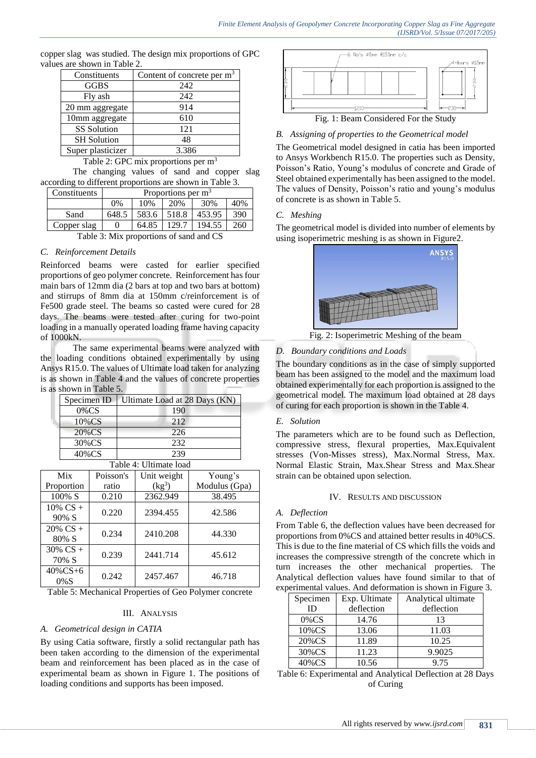copper slag was studied. The design mix proportions of GPC values are shown in Table 2.

| Constituents | Content of concrete per $m^3$ |
|---|---|
| GGBS | 242 |
| Fly ash | 242 |
| 20 mm aggregate | 914 |
| 10mm aggregate | 610 |
| SS Solution | 121 |
| SH Solution | 48 |
| Super plasticizer | 3.386 |

Table 2: GPC mix proportions per $m^3$

The changing values of sand and copper slag according to different proportions are shown in Table 3.

| Constituents | Proportions per $m^3$ | | | | |
|---|---|---|---|---|---|
| | 0% | 10% | 20% | 30% | 40% |
| Sand | 648.5 | 583.6 | 518.8 | 453.95 | 390 |
| Copper slag | 0 | 64.85 | 129.7 | 194.55 | 260 |

Table 3: Mix proportions of sand and CS

### C. *Reinforcement Details*

Reinforced beams were casted for earlier specified proportions of geo polymer concrete. Reinforcement has four main bars of 12mm dia (2 bars at top and two bars at bottom) and stirrups of 8mm dia at 150mm c/reinforcement is of Fe500 grade steel. The beams so casted were cured for 28 days. The beams were tested after curing for two-point loading in a manually operated loading frame having capacity of 1000kN.

The same experimental beams were analyzed with the loading conditions obtained experimentally by using Ansys R15.0. The values of Ultimate load taken for analyzing is as shown in Table 4 and the values of concrete properties is as shown in Table 5.

| Specimen ID | Ultimate Load at 28 Days (KN) |
|---|---|
| 0%CS | 190 |
| 10%CS | 212 |
| 20%CS | 226 |
| 30%CS | 232 |
| 40%CS | 239 |

Table 4: Ultimate load

| Mix Proportion | Poisson's ratio | Unit weight ($kg^3$) | Young's Modulus (Gpa) |
|---|---|---|---|
| 100% S | 0.210 | 2362.949 | 38.495 |
| 10% CS + 90% S | 0.220 | 2394.455 | 42.586 |
| 20% CS + 80% S | 0.234 | 2410.208 | 44.330 |
| 30% CS + 70% S | 0.239 | 2441.714 | 45.612 |
| 40%CS+60%S | 0.242 | 2457.467 | 46.718 |

Table 5: Mechanical Properties of Geo Polymer concrete

## III. ANALYSIS

### A. *Geometrical design in CATIA*

By using Catia software, firstly a solid rectangular path has been taken according to the dimension of the experimental beam and reinforcement has been placed as in the case of experimental beam as shown in Figure 1. The positions of loading conditions and supports has been imposed.

Fig. 1: Beam Considered For the Study

### B. *Assigning of properties to the Geometrical model*

The Geometrical model designed in catia has been imported to Ansys Workbench R15.0. The properties such as Density, Poisson's Ratio, Young's modulus of concrete and Grade of Steel obtained experimentally has been assigned to the model. The values of Density, Poisson's ratio and young's modulus of concrete is as shown in Table 5.

### C. *Meshing*

The geometrical model is divided into number of elements by using isoperimetric meshing is as shown in Figure2.

Fig. 2: Isoperimetric Meshing of the beam

### D. *Boundary conditions and Loads*

The boundary conditions as in the case of simply supported beam has been assigned to the model and the maximum load obtained experimentally for each proportion is assigned to the geometrical model. The maximum load obtained at 28 days of curing for each proportion is shown in the Table 4.

### E. *Solution*

The parameters which are to be found such as Deflection, compressive stress, flexural properties, Max.Equivalent stresses (Von-Misses stress), Max.Normal Stress, Max. Normal Elastic Strain, Max.Shear Stress and Max.Shear strain can be obtained upon selection.

## IV. RESULTS AND DISCUSSION

### A. *Deflection*

From Table 6, the deflection values have been decreased for proportions from 0%CS and attained better results in 40%CS. This is due to the fine material of CS which fills the voids and increases the compressive strength of the concrete which in turn increases the other mechanical properties. The Analytical deflection values have found similar to that of experimental values. And deformation is shown in Figure 3.

| Specimen ID | Exp. Ultimate deflection | Analytical ultimate deflection |
|---|---|---|
| 0%CS | 14.76 | 13 |
| 10%CS | 13.06 | 11.03 |
| 20%CS | 11.89 | 10.25 |
| 30%CS | 11.23 | 9.9025 |
| 40%CS | 10.56 | 9.75 |

Table 6: Experimental and Analytical Deflection at 28 Days of Curing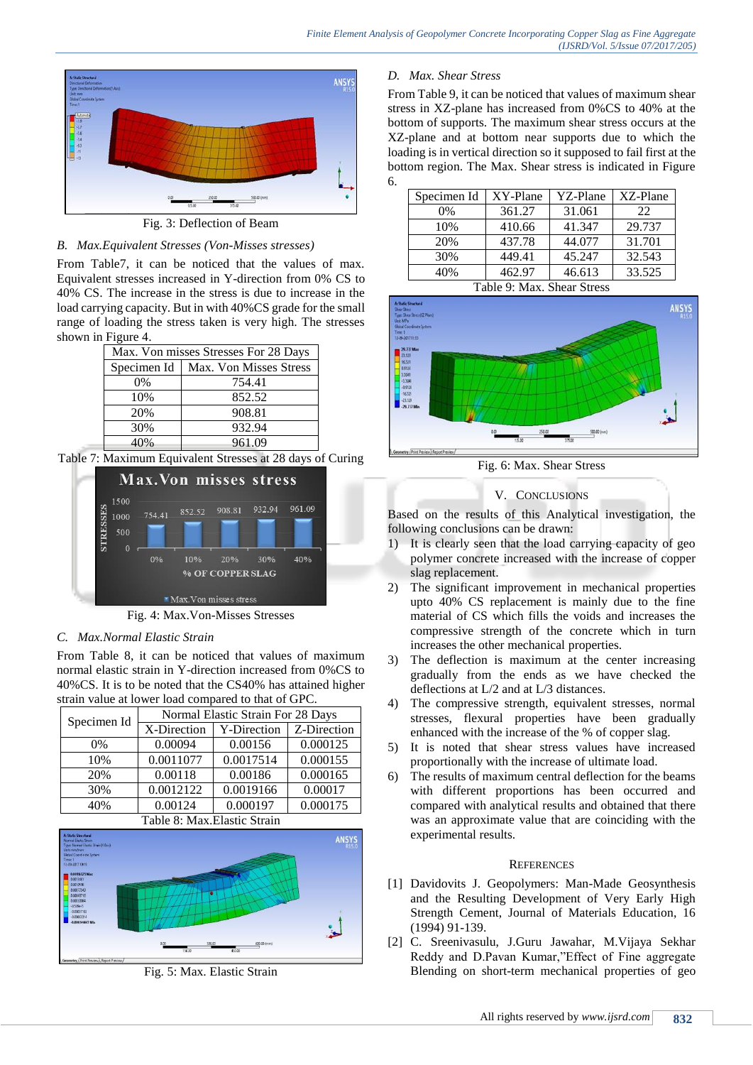Fig. 3: Deflection of Beam

### B. Max.Equivalent Stresses (Von-Misses stresses)

From Table7, it can be noticed that the values of max. Equivalent stresses increased in Y-direction from 0% CS to 40% CS. The increase in the stress is due to increase in the load carrying capacity. But in with 40%CS grade for the small range of loading the stress taken is very high. The stresses shown in Figure 4.

| Max. Von misses Stresses For 28 Days | |
|---|---|
| Specimen Id | Max. Von Misses Stress |
| 0% | 754.41 |
| 10% | 852.52 |
| 20% | 908.81 |
| 30% | 932.94 |
| 40% | 961.09 |

Table 7: Maximum Equivalent Stresses at 28 days of Curing

Fig. 4: Max.Von-Misses Stresses

### C. Max.Normal Elastic Strain

From Table 8, it can be noticed that values of maximum normal elastic strain in Y-direction increased from 0%CS to 40%CS. It is to be noted that the CS40% has attained higher strain value at lower load compared to that of GPC.

| Specimen Id | Normal Elastic Strain For 28 Days | | |
|---|---|---|---|
| | X-Direction | Y-Direction | Z-Direction |
| 0% | 0.00094 | 0.00156 | 0.000125 |
| 10% | 0.0011077 | 0.0017514 | 0.000155 |
| 20% | 0.00118 | 0.00186 | 0.000165 |
| 30% | 0.0012122 | 0.0019166 | 0.00017 |
| 40% | 0.00124 | 0.000197 | 0.000175 |

Table 8: Max.Elastic Strain

Fig. 5: Max. Elastic Strain

### D. Max. Shear Stress

From Table 9, it can be noticed that values of maximum shear stress in XZ-plane has increased from 0%CS to 40% at the bottom of supports. The maximum shear stress occurs at the XZ-plane and at bottom near supports due to which the loading is in vertical direction so it supposed to fail first at the bottom region. The Max. Shear stress is indicated in Figure 6.

| Specimen Id | XY-Plane | YZ-Plane | XZ-Plane |
|---|---|---|---|
| 0% | 361.27 | 31.061 | 22 |
| 10% | 410.66 | 41.347 | 29.737 |
| 20% | 437.78 | 44.077 | 31.701 |
| 30% | 449.41 | 45.247 | 32.543 |
| 40% | 462.97 | 46.613 | 33.525 |

Table 9: Max. Shear Stress

Fig. 6: Max. Shear Stress

## V. CONCLUSIONS

Based on the results of this Analytical investigation, the following conclusions can be drawn:

1) It is clearly seen that the load carrying capacity of geo polymer concrete increased with the increase of copper slag replacement.
2) The significant improvement in mechanical properties upto 40% CS replacement is mainly due to the fine material of CS which fills the voids and increases the compressive strength of the concrete which in turn increases the other mechanical properties.
3) The deflection is maximum at the center increasing gradually from the ends as we have checked the deflections at L/2 and at L/3 distances.
4) The compressive strength, equivalent stresses, normal stresses, flexural properties have been gradually enhanced with the increase of the % of copper slag.
5) It is noted that shear stress values have increased proportionally with the increase of ultimate load.
6) The results of maximum central deflection for the beams with different proportions has been occurred and compared with analytical results and obtained that there was an approximate value that are coinciding with the experimental results.

## REFERENCES

[1] Davidovits J. Geopolymers: Man-Made Geosynthesis and the Resulting Development of Very Early High Strength Cement, Journal of Materials Education, 16 (1994) 91-139.

[2] C. Sreenivasulu, J.Guru Jawahar, M.Vijaya Sekhar Reddy and D.Pavan Kumar,"Effect of Fine aggregate Blending on short-term mechanical properties of geo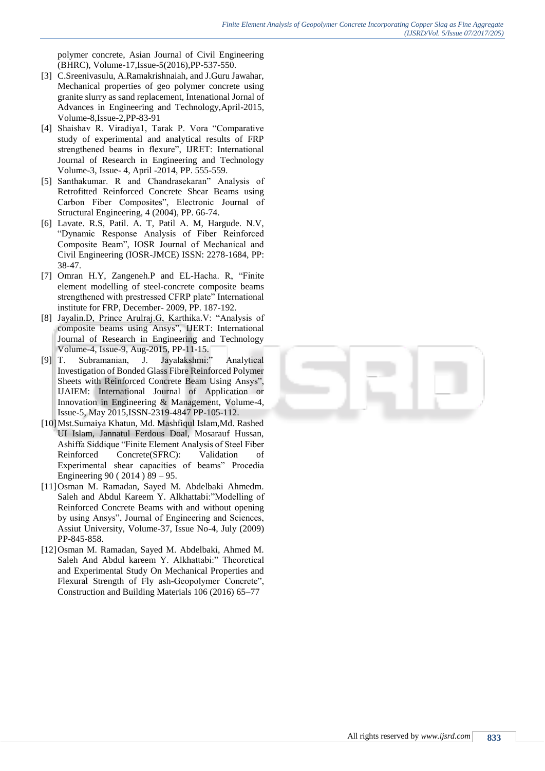polymer concrete, Asian Journal of Civil Engineering (BHRC), Volume-17,Issue-5(2016),PP-537-550.

[3] C.Sreenivasulu, A.Ramakrishnaiah, and J.Guru Jawahar, Mechanical properties of geo polymer concrete using granite slurry as sand replacement, Intenational Jornal of Advances in Engineering and Technology,April-2015, Volume-8,Issue-2,PP-83-91

[4] Shaishav R. Viradiya1, Tarak P. Vora "Comparative study of experimental and analytical results of FRP strengthened beams in flexure", IJRET: International Journal of Research in Engineering and Technology Volume-3, Issue- 4, April -2014, PP. 555-559.

[5] Santhakumar. R and Chandrasekaran" Analysis of Retrofitted Reinforced Concrete Shear Beams using Carbon Fiber Composites", Electronic Journal of Structural Engineering, 4 (2004), PP. 66-74.

[6] Lavate. R.S, Patil. A. T, Patil A. M, Hargude. N.V, "Dynamic Response Analysis of Fiber Reinforced Composite Beam", IOSR Journal of Mechanical and Civil Engineering (IOSR-JMCE) ISSN: 2278-1684, PP: 38-47.

[7] Omran H.Y, Zangeneh.P and EL-Hacha. R, "Finite element modelling of steel-concrete composite beams strengthened with prestressed CFRP plate" International institute for FRP, December- 2009, PP. 187-192.

[8] Jayalin.D, Prince Arulraj.G, Karthika.V: "Analysis of composite beams using Ansys", IJERT: International Journal of Research in Engineering and Technology Volume-4, Issue-9, Aug-2015, PP-11-15.

[9] T. Subramanian, J. Jayalakshmi:" Analytical Investigation of Bonded Glass Fibre Reinforced Polymer Sheets with Reinforced Concrete Beam Using Ansys", IJAIEM: International Journal of Application or Innovation in Engineering & Management, Volume-4, Issue-5, May 2015,ISSN-2319-4847 PP-105-112.

[10] Mst.Sumaiya Khatun, Md. Mashfiqul Islam,Md. Rashed Ul Islam, Jannatul Ferdous Doal, Mosarauf Hussan, Ashiffa Siddique "Finite Element Analysis of Steel Fiber Reinforced Concrete(SFRC): Validation of Experimental shear capacities of beams" Procedia Engineering 90 ( 2014 ) 89 – 95.

[11] Osman M. Ramadan, Sayed M. Abdelbaki Ahmedm. Saleh and Abdul Kareem Y. Alkhattabi:"Modelling of Reinforced Concrete Beams with and without opening by using Ansys", Journal of Engineering and Sciences, Assiut University, Volume-37, Issue No-4, July (2009) PP-845-858.

[12] Osman M. Ramadan, Sayed M. Abdelbaki, Ahmed M. Saleh And Abdul kareem Y. Alkhattabi:" Theoretical and Experimental Study On Mechanical Properties and Flexural Strength of Fly ash-Geopolymer Concrete", Construction and Building Materials 106 (2016) 65–77